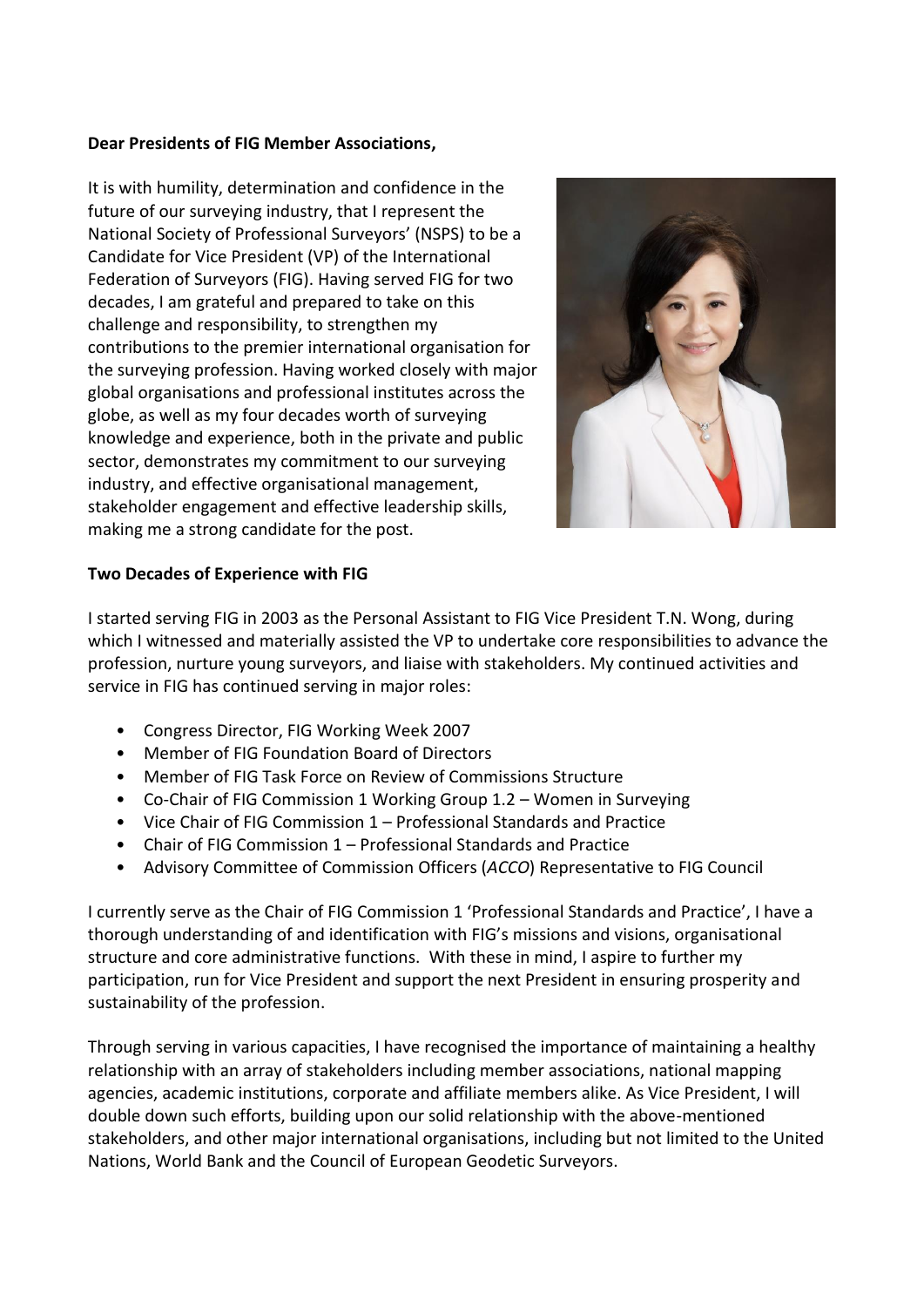**Dear Presidents of FIG Member Associations,**

It is with humility, determination and confidence in the future of our surveying industry, that I represent the National Society of Professional Surveyors' (NSPS) to be a Candidate for Vice President (VP) of the International Federation of Surveyors (FIG). Having served FIG for two decades, I am grateful and prepared to take on this challenge and responsibility, to strengthen my contributions to the premier international organisation for the surveying profession. Having worked closely with major global organisations and professional institutes across the globe, as well as my four decades worth of surveying knowledge and experience, both in the private and public sector, demonstrates my commitment to our surveying industry, and effective organisational management, stakeholder engagement and effective leadership skills, making me a strong candidate for the post.

**Two Decades of Experience with FIG**

I started serving FIG in 2003 as the Personal Assistant to FIG Vice President T.N. Wong, during which I witnessed and materially assisted the VP to undertake core responsibilities to advance the profession, nurture young surveyors, and liaise with stakeholders. My continued activities and service in FIG has continued serving in major roles:

- Congress Director, FIG Working Week 2007
- Member of FIG Foundation Board of Directors
- Member of FIG Task Force on Review of Commissions Structure
- Co-Chair of FIG Commission 1 Working Group 1.2 – Women in Surveying
- Vice Chair of FIG Commission 1 – Professional Standards and Practice
- Chair of FIG Commission 1 – Professional Standards and Practice
- Advisory Committee of Commission Officers (*ACCO*) Representative to FIG Council

I currently serve as the Chair of FIG Commission 1 'Professional Standards and Practice', I have a thorough understanding of and identification with FIG's missions and visions, organisational structure and core administrative functions. With these in mind, I aspire to further my participation, run for Vice President and support the next President in ensuring prosperity and sustainability of the profession.

Through serving in various capacities, I have recognised the importance of maintaining a healthy relationship with an array of stakeholders including member associations, national mapping agencies, academic institutions, corporate and affiliate members alike. As Vice President, I will double down such efforts, building upon our solid relationship with the above-mentioned stakeholders, and other major international organisations, including but not limited to the United Nations, World Bank and the Council of European Geodetic Surveyors.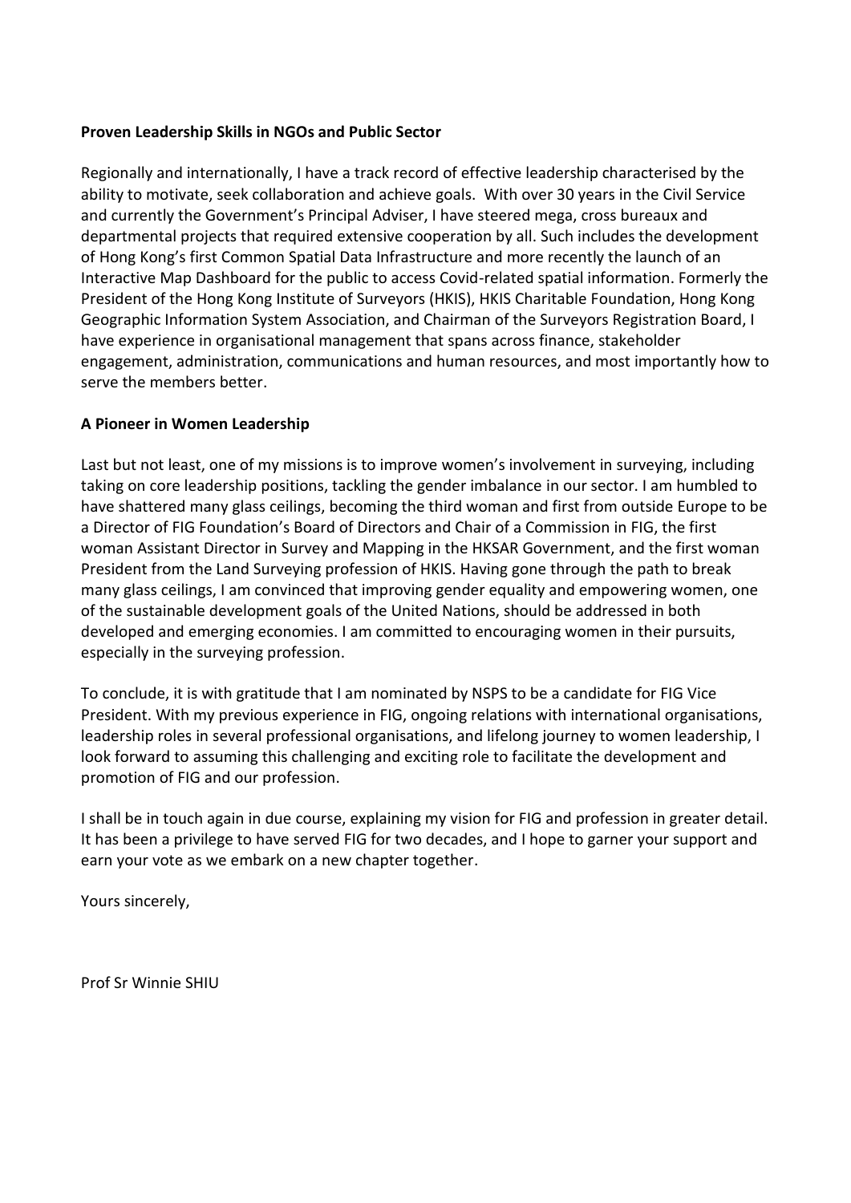**Proven Leadership Skills in NGOs and Public Sector**

Regionally and internationally, I have a track record of effective leadership characterised by the ability to motivate, seek collaboration and achieve goals. With over 30 years in the Civil Service and currently the Government's Principal Adviser, I have steered mega, cross bureaux and departmental projects that required extensive cooperation by all. Such includes the development of Hong Kong's first Common Spatial Data Infrastructure and more recently the launch of an Interactive Map Dashboard for the public to access Covid-related spatial information. Formerly the President of the Hong Kong Institute of Surveyors (HKIS), HKIS Charitable Foundation, Hong Kong Geographic Information System Association, and Chairman of the Surveyors Registration Board, I have experience in organisational management that spans across finance, stakeholder engagement, administration, communications and human resources, and most importantly how to serve the members better.

**A Pioneer in Women Leadership**

Last but not least, one of my missions is to improve women's involvement in surveying, including taking on core leadership positions, tackling the gender imbalance in our sector. I am humbled to have shattered many glass ceilings, becoming the third woman and first from outside Europe to be a Director of FIG Foundation's Board of Directors and Chair of a Commission in FIG, the first woman Assistant Director in Survey and Mapping in the HKSAR Government, and the first woman President from the Land Surveying profession of HKIS. Having gone through the path to break many glass ceilings, I am convinced that improving gender equality and empowering women, one of the sustainable development goals of the United Nations, should be addressed in both developed and emerging economies. I am committed to encouraging women in their pursuits, especially in the surveying profession.

To conclude, it is with gratitude that I am nominated by NSPS to be a candidate for FIG Vice President. With my previous experience in FIG, ongoing relations with international organisations, leadership roles in several professional organisations, and lifelong journey to women leadership, I look forward to assuming this challenging and exciting role to facilitate the development and promotion of FIG and our profession.

I shall be in touch again in due course, explaining my vision for FIG and profession in greater detail. It has been a privilege to have served FIG for two decades, and I hope to garner your support and earn your vote as we embark on a new chapter together.

Yours sincerely,

Prof Sr Winnie SHIU